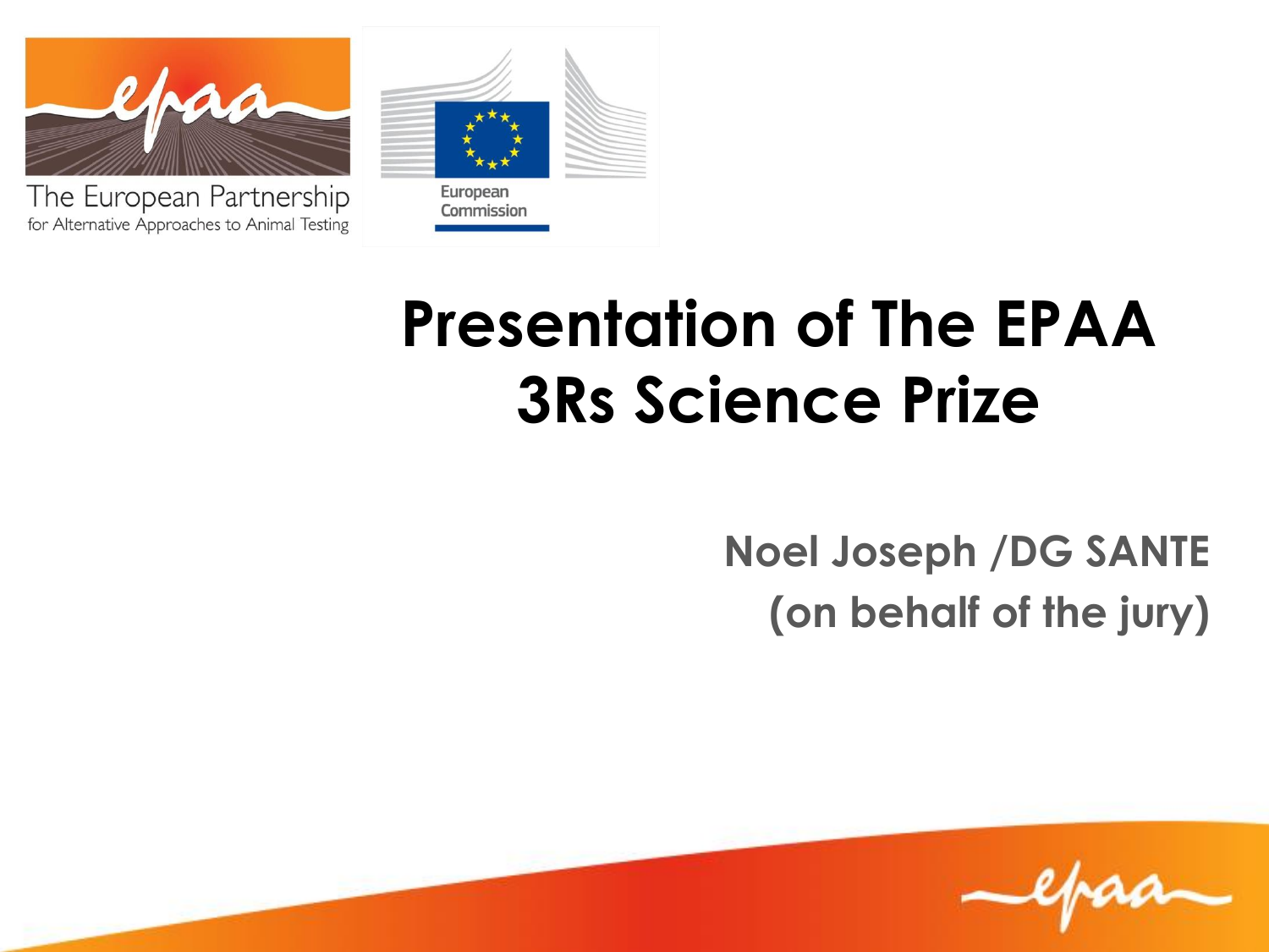The European Partnership for Alternative Approaches to Animal Testing

European Commission

# Presentation of The EPAA 3Rs Science Prize

**Noel Joseph /DG SANTE**
**(on behalf of the jury)**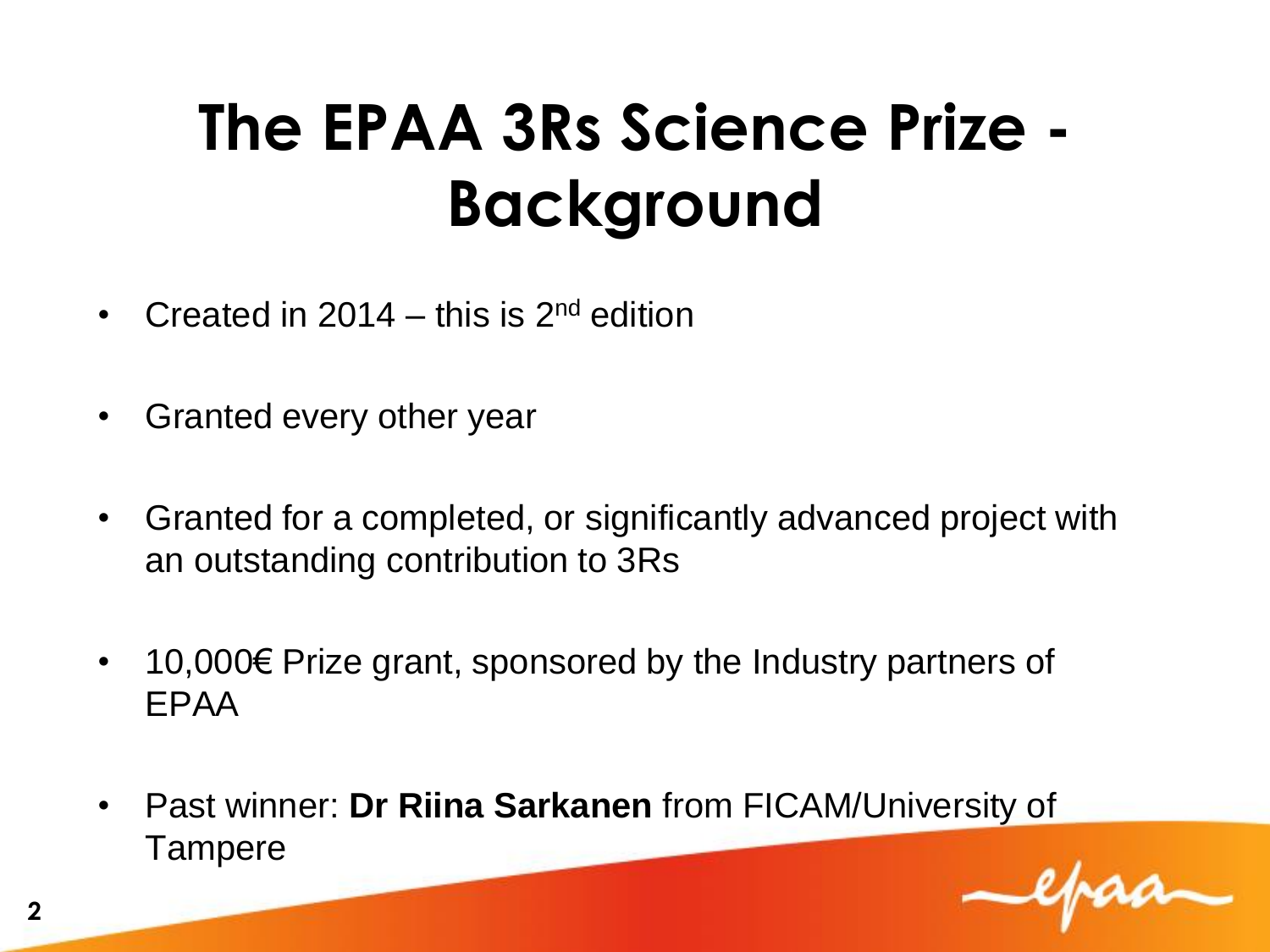# The EPAA 3Rs Science Prize - Background

- Created in 2014 – this is 2nd edition
- Granted every other year
- Granted for a completed, or significantly advanced project with an outstanding contribution to 3Rs
- 10,000€ Prize grant, sponsored by the Industry partners of EPAA
- Past winner: **Dr Riina Sarkanen** from FICAM/University of Tampere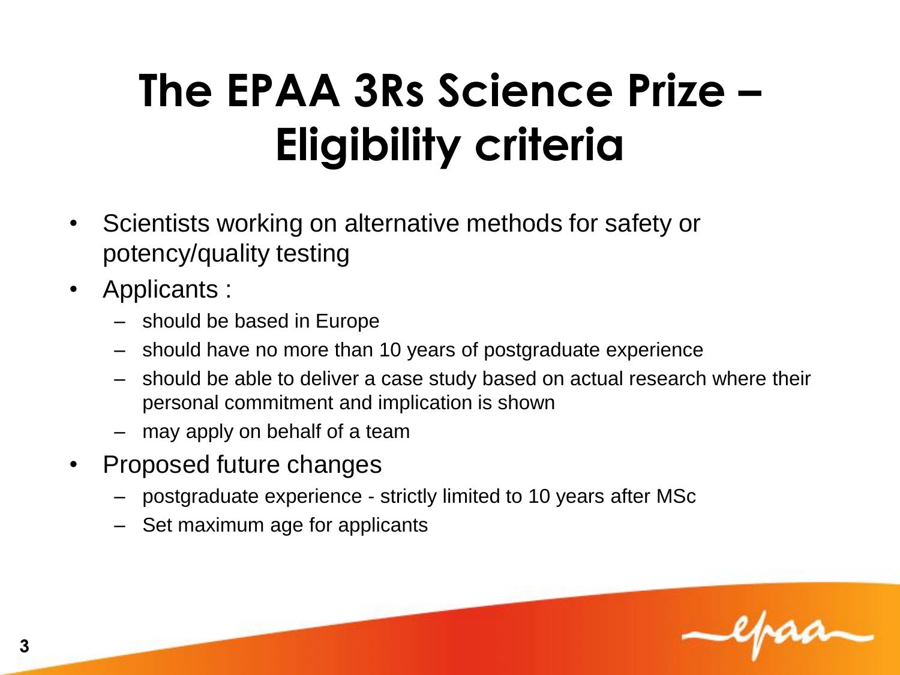# The EPAA 3Rs Science Prize – Eligibility criteria

- Scientists working on alternative methods for safety or potency/quality testing
- Applicants :
  - should be based in Europe
  - should have no more than 10 years of postgraduate experience
  - should be able to deliver a case study based on actual research where their personal commitment and implication is shown
  - may apply on behalf of a team
- Proposed future changes
  - postgraduate experience - strictly limited to 10 years after MSc
  - Set maximum age for applicants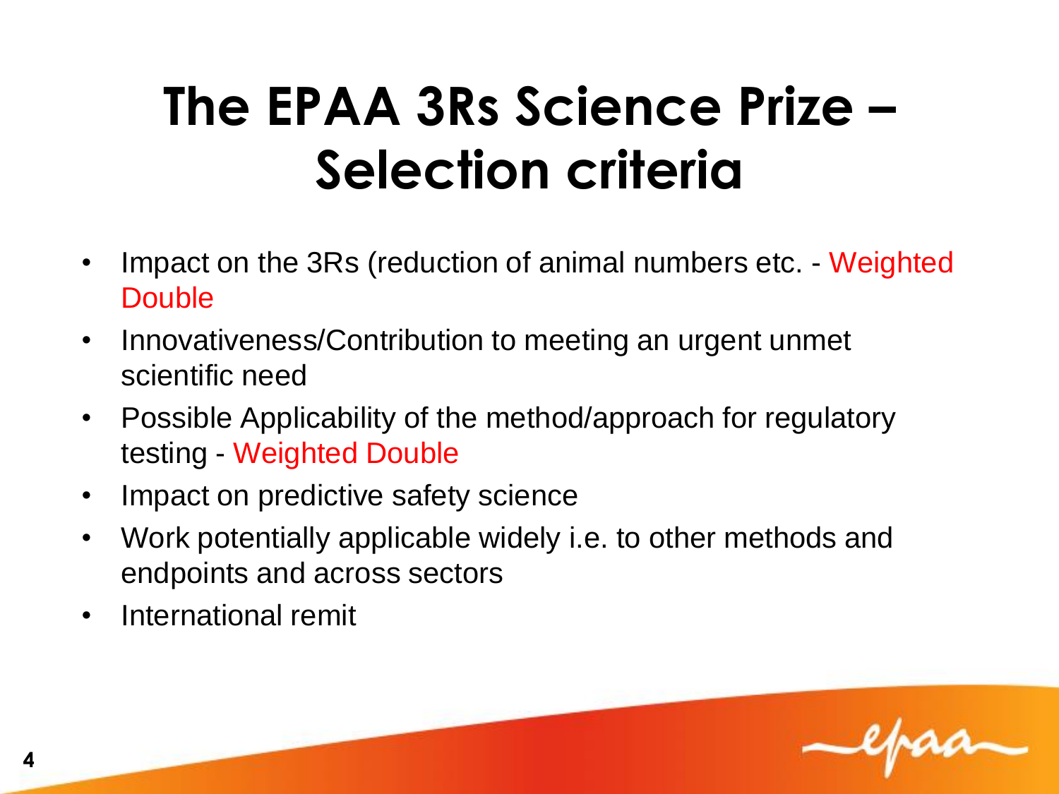# The EPAA 3Rs Science Prize – Selection criteria

- Impact on the 3Rs (reduction of animal numbers etc. - Weighted Double
- Innovativeness/Contribution to meeting an urgent unmet scientific need
- Possible Applicability of the method/approach for regulatory testing - Weighted Double
- Impact on predictive safety science
- Work potentially applicable widely i.e. to other methods and endpoints and across sectors
- International remit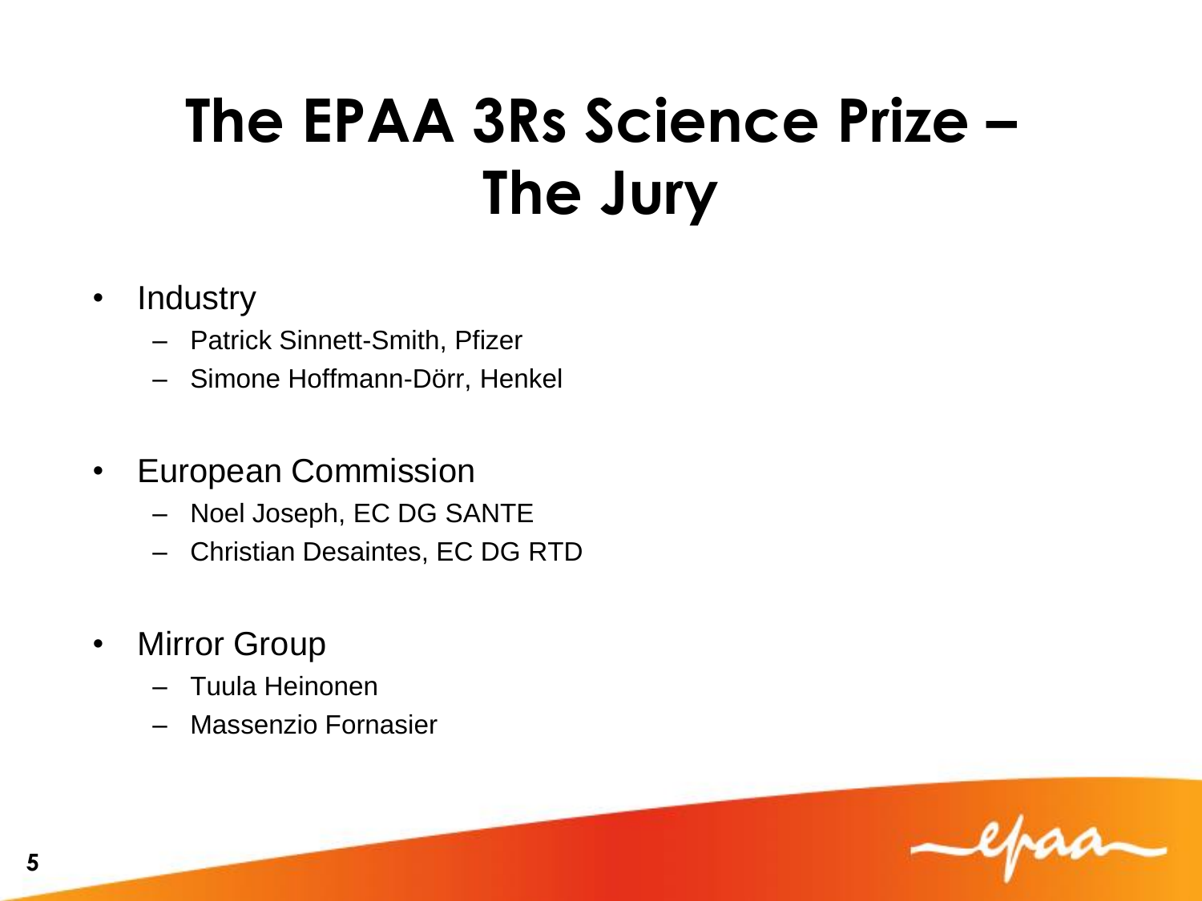# The EPAA 3Rs Science Prize – The Jury

- Industry
  - Patrick Sinnett-Smith, Pfizer
  - Simone Hoffmann-Dörr, Henkel

- European Commission
  - Noel Joseph, EC DG SANTE
  - Christian Desaintes, EC DG RTD

- Mirror Group
  - Tuula Heinonen
  - Massenzio Fornasier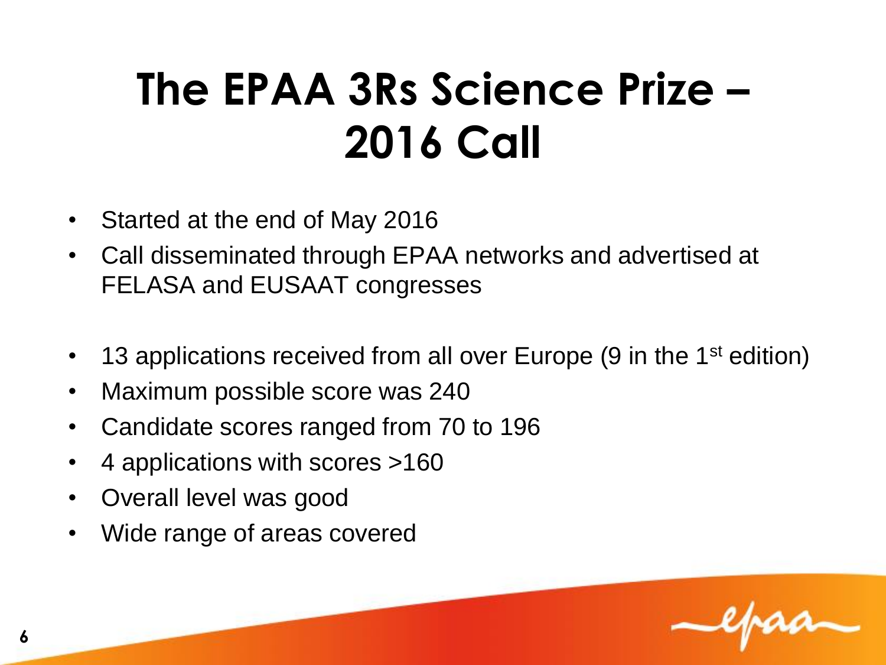# The EPAA 3Rs Science Prize – 2016 Call

- Started at the end of May 2016
- Call disseminated through EPAA networks and advertised at FELASA and EUSAAT congresses

- 13 applications received from all over Europe (9 in the 1st edition)
- Maximum possible score was 240
- Candidate scores ranged from 70 to 196
- 4 applications with scores >160
- Overall level was good
- Wide range of areas covered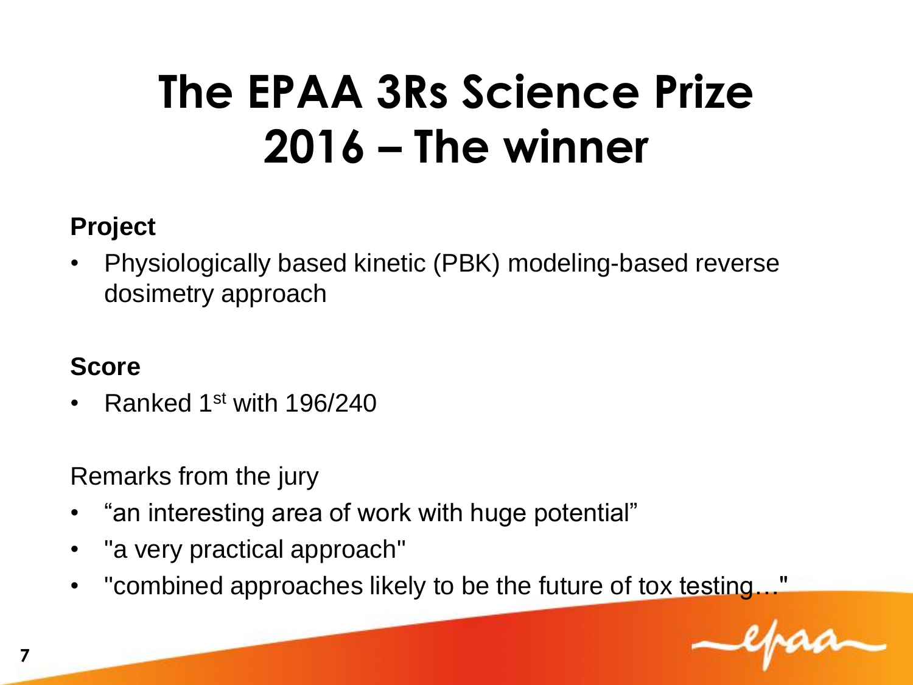# The EPAA 3Rs Science Prize 2016 – The winner

**Project**

- Physiologically based kinetic (PBK) modeling-based reverse dosimetry approach

**Score**

- Ranked 1$^{st}$ with 196/240

Remarks from the jury

- "an interesting area of work with huge potential"
- "a very practical approach"
- "combined approaches likely to be the future of tox testing…"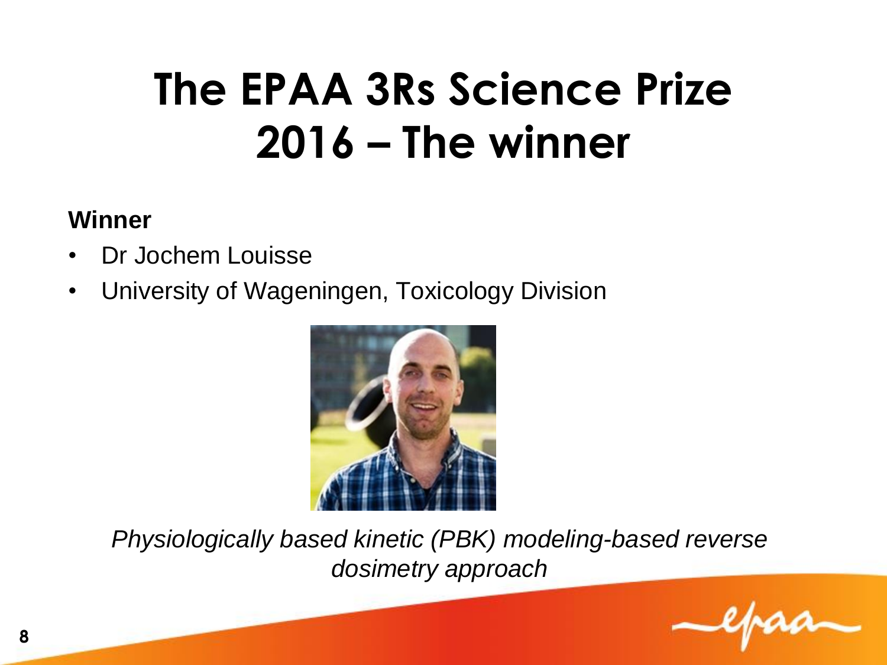# The EPAA 3Rs Science Prize 2016 – The winner

**Winner**

- Dr Jochem Louisse
- University of Wageningen, Toxicology Division

*Physiologically based kinetic (PBK) modeling-based reverse dosimetry approach*